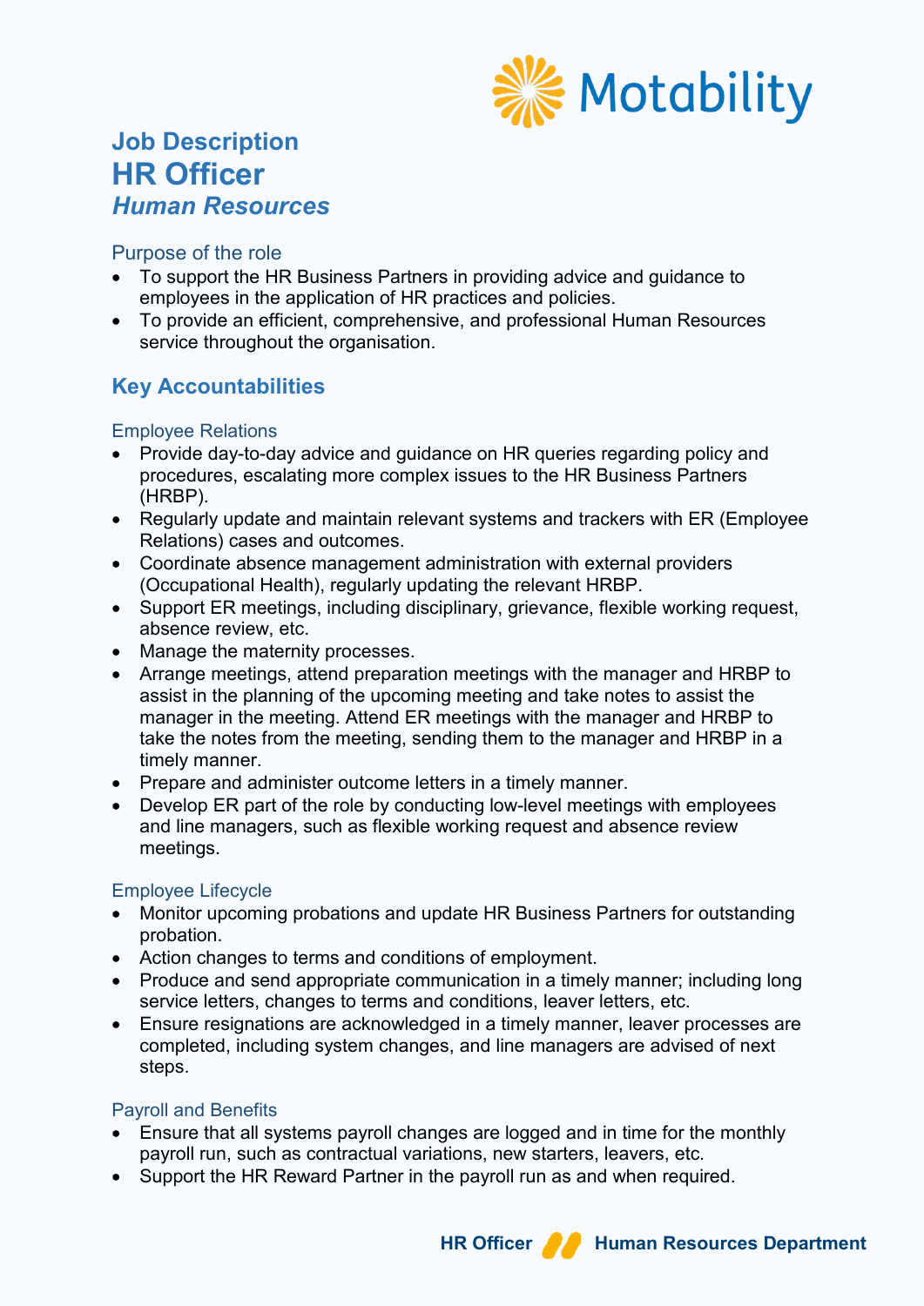Motability

# Job Description
# HR Officer
## *Human Resources*

### Purpose of the role

- To support the HR Business Partners in providing advice and guidance to employees in the application of HR practices and policies.
- To provide an efficient, comprehensive, and professional Human Resources service throughout the organisation.

## Key Accountabilities

### Employee Relations

- Provide day-to-day advice and guidance on HR queries regarding policy and procedures, escalating more complex issues to the HR Business Partners (HRBP).
- Regularly update and maintain relevant systems and trackers with ER (Employee Relations) cases and outcomes.
- Coordinate absence management administration with external providers (Occupational Health), regularly updating the relevant HRBP.
- Support ER meetings, including disciplinary, grievance, flexible working request, absence review, etc.
- Manage the maternity processes.
- Arrange meetings, attend preparation meetings with the manager and HRBP to assist in the planning of the upcoming meeting and take notes to assist the manager in the meeting. Attend ER meetings with the manager and HRBP to take the notes from the meeting, sending them to the manager and HRBP in a timely manner.
- Prepare and administer outcome letters in a timely manner.
- Develop ER part of the role by conducting low-level meetings with employees and line managers, such as flexible working request and absence review meetings.

### Employee Lifecycle

- Monitor upcoming probations and update HR Business Partners for outstanding probation.
- Action changes to terms and conditions of employment.
- Produce and send appropriate communication in a timely manner; including long service letters, changes to terms and conditions, leaver letters, etc.
- Ensure resignations are acknowledged in a timely manner, leaver processes are completed, including system changes, and line managers are advised of next steps.

### Payroll and Benefits

- Ensure that all systems payroll changes are logged and in time for the monthly payroll run, such as contractual variations, new starters, leavers, etc.
- Support the HR Reward Partner in the payroll run as and when required.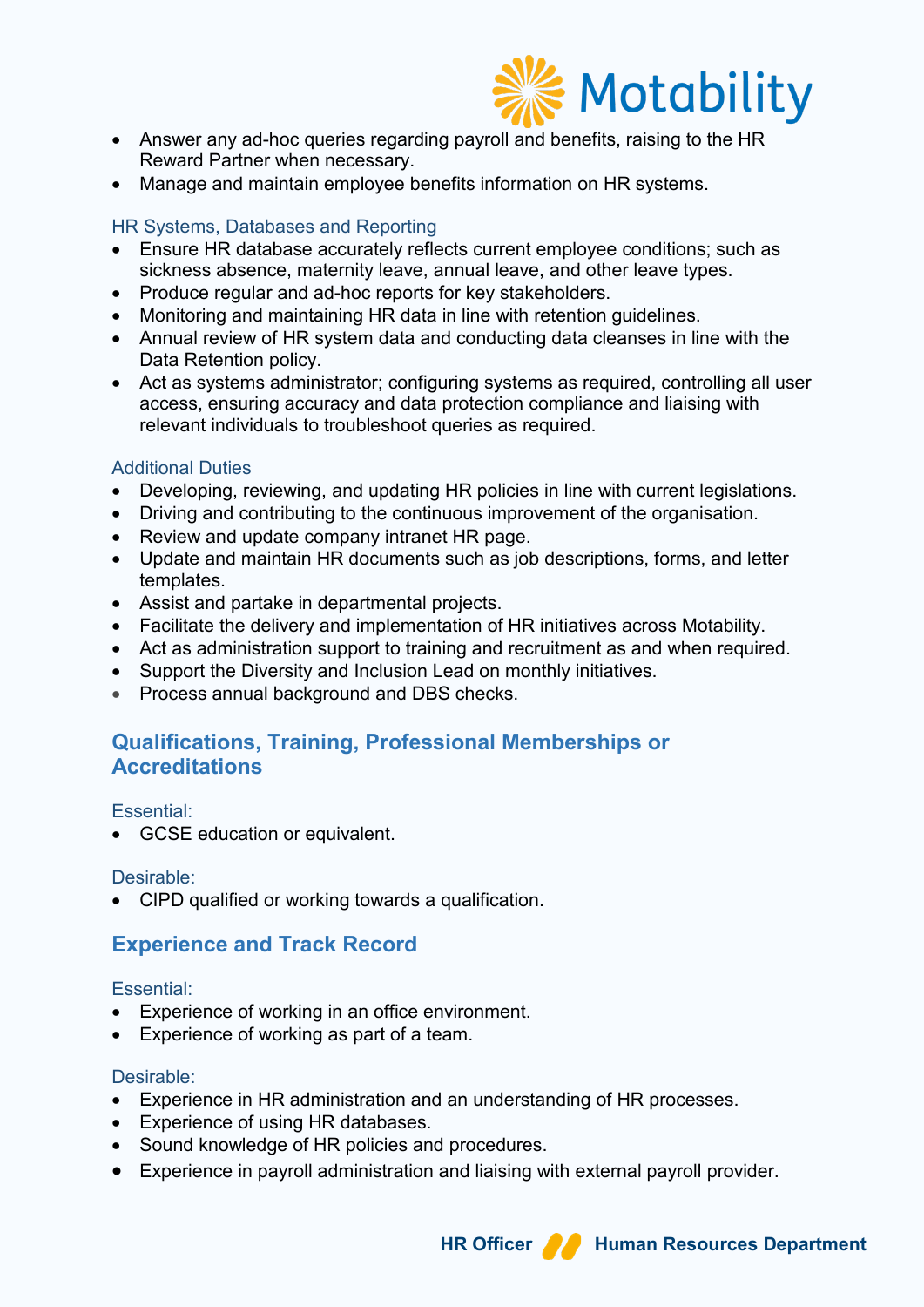- Answer any ad-hoc queries regarding payroll and benefits, raising to the HR Reward Partner when necessary.
- Manage and maintain employee benefits information on HR systems.

### HR Systems, Databases and Reporting

- Ensure HR database accurately reflects current employee conditions; such as sickness absence, maternity leave, annual leave, and other leave types.
- Produce regular and ad-hoc reports for key stakeholders.
- Monitoring and maintaining HR data in line with retention guidelines.
- Annual review of HR system data and conducting data cleanses in line with the Data Retention policy.
- Act as systems administrator; configuring systems as required, controlling all user access, ensuring accuracy and data protection compliance and liaising with relevant individuals to troubleshoot queries as required.

### Additional Duties

- Developing, reviewing, and updating HR policies in line with current legislations.
- Driving and contributing to the continuous improvement of the organisation.
- Review and update company intranet HR page.
- Update and maintain HR documents such as job descriptions, forms, and letter templates.
- Assist and partake in departmental projects.
- Facilitate the delivery and implementation of HR initiatives across Motability.
- Act as administration support to training and recruitment as and when required.
- Support the Diversity and Inclusion Lead on monthly initiatives.
- Process annual background and DBS checks.

## Qualifications, Training, Professional Memberships or Accreditations

### Essential:

- GCSE education or equivalent.

### Desirable:

- CIPD qualified or working towards a qualification.

## Experience and Track Record

### Essential:

- Experience of working in an office environment.
- Experience of working as part of a team.

### Desirable:

- Experience in HR administration and an understanding of HR processes.
- Experience of using HR databases.
- Sound knowledge of HR policies and procedures.
- Experience in payroll administration and liaising with external payroll provider.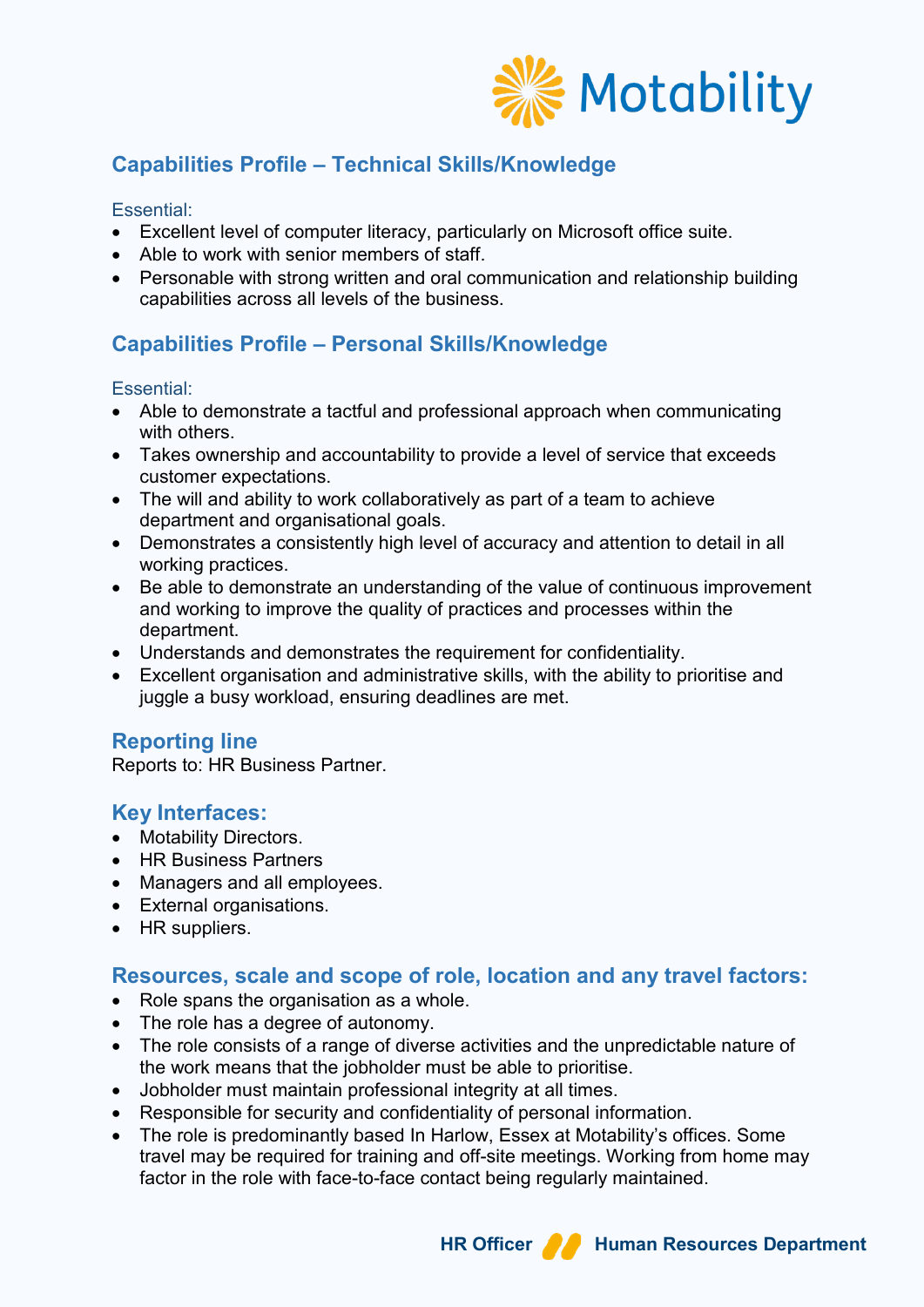## Capabilities Profile – Technical Skills/Knowledge

Essential:

- Excellent level of computer literacy, particularly on Microsoft office suite.
- Able to work with senior members of staff.
- Personable with strong written and oral communication and relationship building capabilities across all levels of the business.

## Capabilities Profile – Personal Skills/Knowledge

Essential:

- Able to demonstrate a tactful and professional approach when communicating with others.
- Takes ownership and accountability to provide a level of service that exceeds customer expectations.
- The will and ability to work collaboratively as part of a team to achieve department and organisational goals.
- Demonstrates a consistently high level of accuracy and attention to detail in all working practices.
- Be able to demonstrate an understanding of the value of continuous improvement and working to improve the quality of practices and processes within the department.
- Understands and demonstrates the requirement for confidentiality.
- Excellent organisation and administrative skills, with the ability to prioritise and juggle a busy workload, ensuring deadlines are met.

## Reporting line

Reports to: HR Business Partner.

## Key Interfaces:

- Motability Directors.
- HR Business Partners
- Managers and all employees.
- External organisations.
- HR suppliers.

## Resources, scale and scope of role, location and any travel factors:

- Role spans the organisation as a whole.
- The role has a degree of autonomy.
- The role consists of a range of diverse activities and the unpredictable nature of the work means that the jobholder must be able to prioritise.
- Jobholder must maintain professional integrity at all times.
- Responsible for security and confidentiality of personal information.
- The role is predominantly based In Harlow, Essex at Motability's offices. Some travel may be required for training and off-site meetings. Working from home may factor in the role with face-to-face contact being regularly maintained.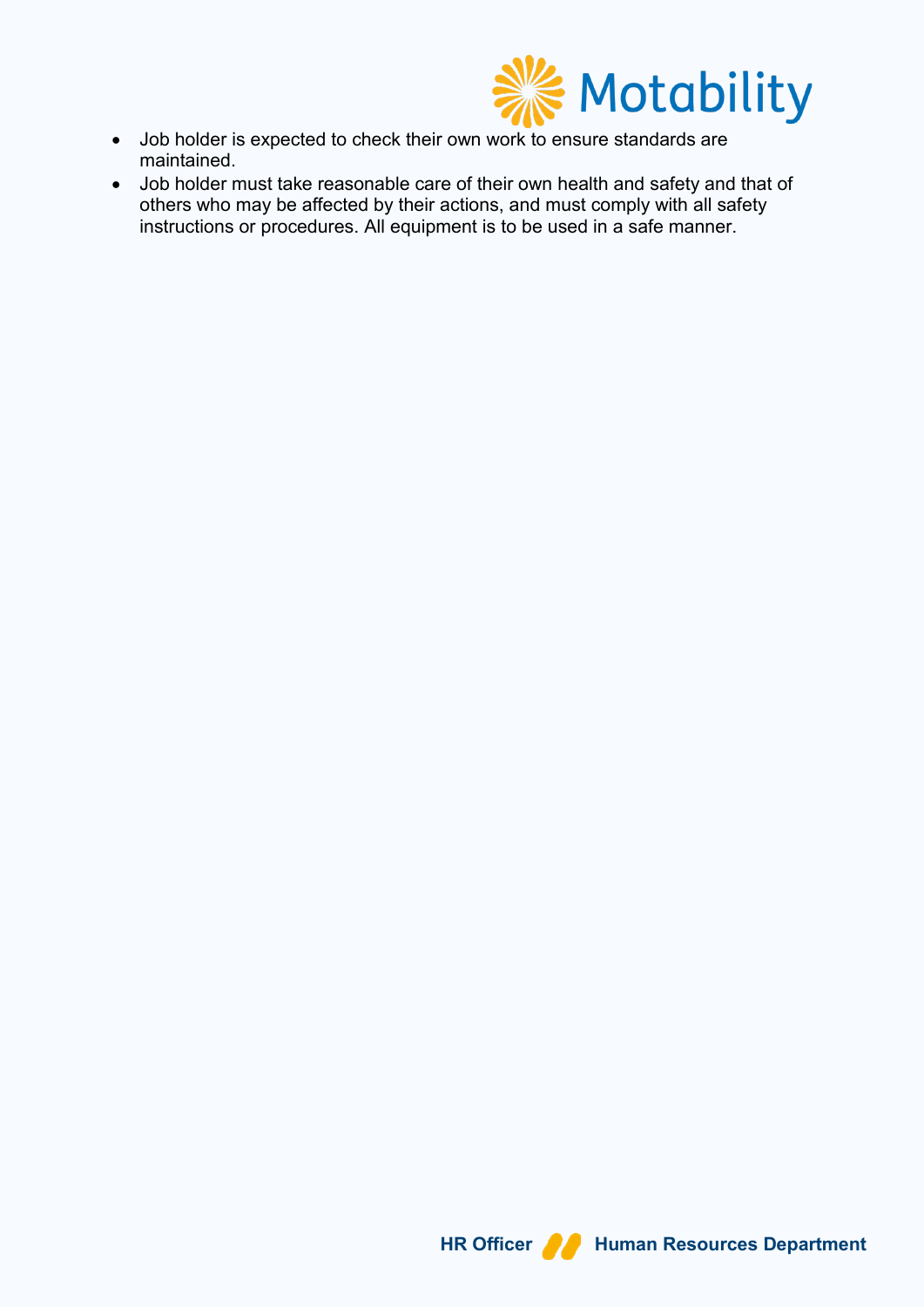- Job holder is expected to check their own work to ensure standards are maintained.
- Job holder must take reasonable care of their own health and safety and that of others who may be affected by their actions, and must comply with all safety instructions or procedures. All equipment is to be used in a safe manner.